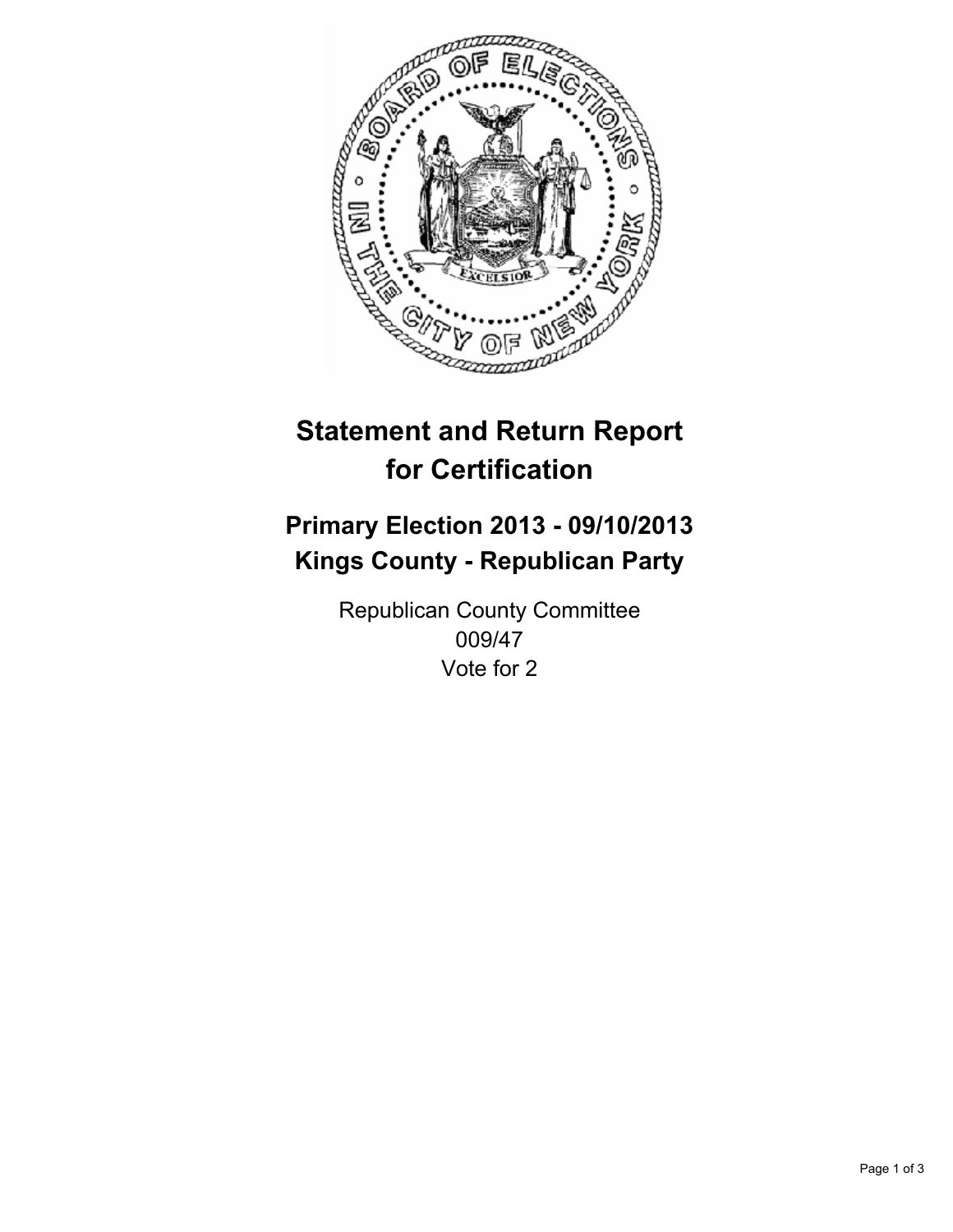# Statement and Return Report for Certification

## Primary Election 2013 - 09/10/2013
## Kings County - Republican Party

Republican County Committee
009/47
Vote for 2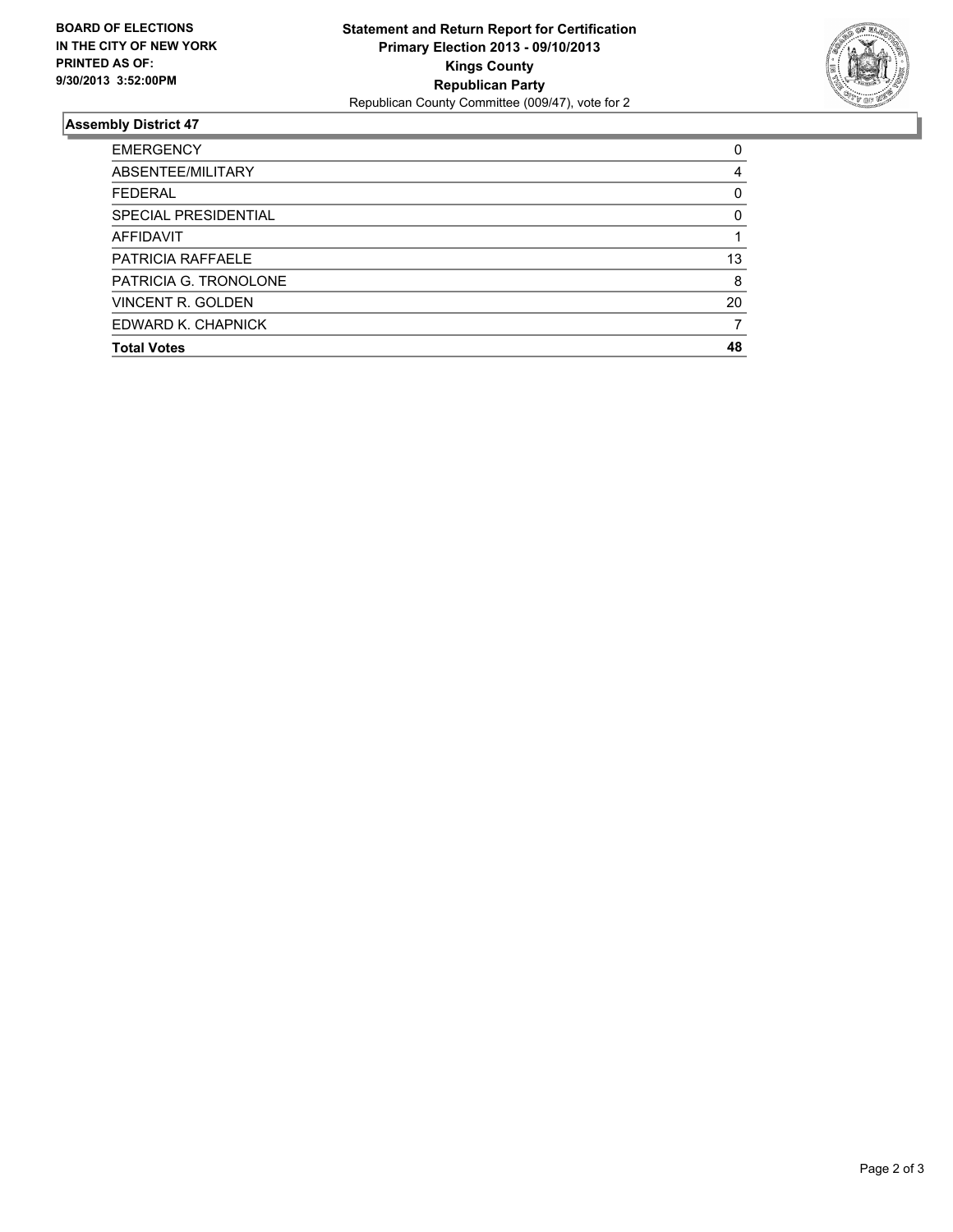**BOARD OF ELECTIONS IN THE CITY OF NEW YORK PRINTED AS OF: 9/30/2013 3:52:00PM**

**Statement and Return Report for Certification**
**Primary Election 2013 - 09/10/2013**
**Kings County**
**Republican Party**
Republican County Committee (009/47), vote for 2

### Assembly District 47

| | |
|---|---|
| EMERGENCY | 0 |
| ABSENTEE/MILITARY | 4 |
| FEDERAL | 0 |
| SPECIAL PRESIDENTIAL | 0 |
| AFFIDAVIT | 1 |
| PATRICIA RAFFAELE | 13 |
| PATRICIA G. TRONOLONE | 8 |
| VINCENT R. GOLDEN | 20 |
| EDWARD K. CHAPNICK | 7 |
| **Total Votes** | **48** |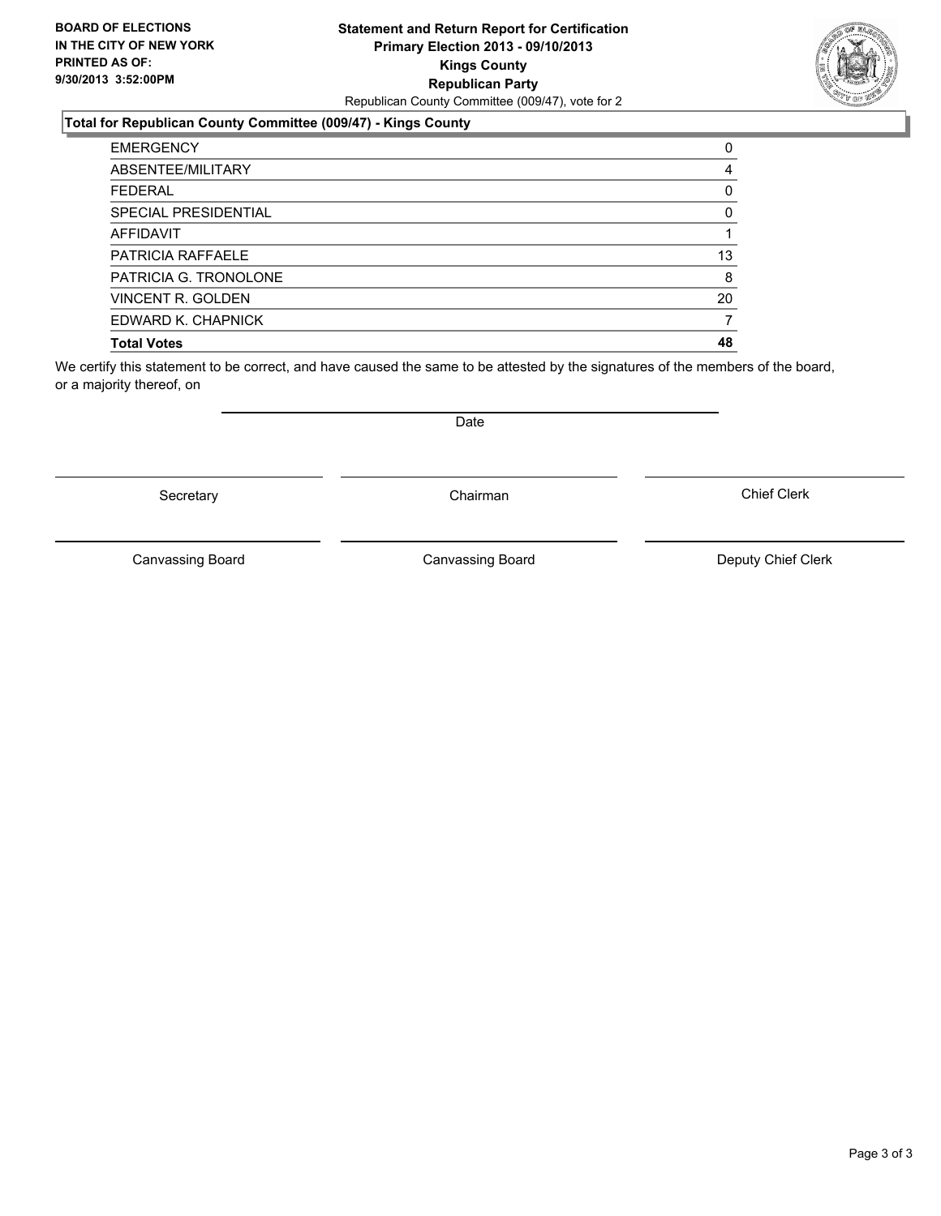**BOARD OF ELECTIONS IN THE CITY OF NEW YORK PRINTED AS OF: 9/30/2013 3:52:00PM**

**Statement and Return Report for Certification**
**Primary Election 2013 - 09/10/2013**
**Kings County**
**Republican Party**
Republican County Committee (009/47), vote for 2

### Total for Republican County Committee (009/47) - Kings County

| | |
|---|---|
| EMERGENCY | 0 |
| ABSENTEE/MILITARY | 4 |
| FEDERAL | 0 |
| SPECIAL PRESIDENTIAL | 0 |
| AFFIDAVIT | 1 |
| PATRICIA RAFFAELE | 13 |
| PATRICIA G. TRONOLONE | 8 |
| VINCENT R. GOLDEN | 20 |
| EDWARD K. CHAPNICK | 7 |
| **Total Votes** | **48** |

We certify this statement to be correct, and have caused the same to be attested by the signatures of the members of the board, or a majority thereof, on

Date

Secretary    Chairman    Chief Clerk

Canvassing Board    Canvassing Board    Deputy Chief Clerk